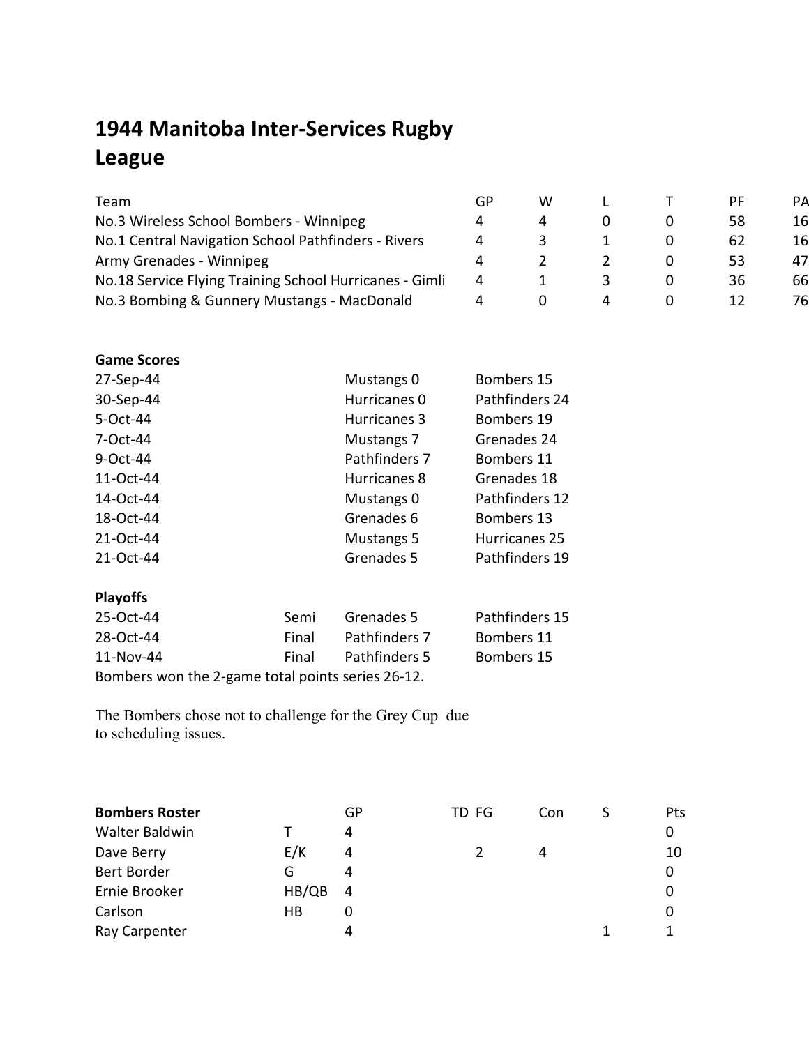# 1944 Manitoba Inter-Services Rugby League

| Team | GP | W | L | T | PF | PA |
|---|---|---|---|---|---|---|
| No.3 Wireless School Bombers - Winnipeg | 4 | 4 | 0 | 0 | 58 | 16 |
| No.1 Central Navigation School Pathfinders - Rivers | 4 | 3 | 1 | 0 | 62 | 16 |
| Army Grenades - Winnipeg | 4 | 2 | 2 | 0 | 53 | 47 |
| No.18 Service Flying Training School Hurricanes - Gimli | 4 | 1 | 3 | 0 | 36 | 66 |
| No.3 Bombing & Gunnery Mustangs - MacDonald | 4 | 0 | 4 | 0 | 12 | 76 |

**Game Scores**

| | | |
|---|---|---|
| 27-Sep-44 | Mustangs 0 | Bombers 15 |
| 30-Sep-44 | Hurricanes 0 | Pathfinders 24 |
| 5-Oct-44 | Hurricanes 3 | Bombers 19 |
| 7-Oct-44 | Mustangs 7 | Grenades 24 |
| 9-Oct-44 | Pathfinders 7 | Bombers 11 |
| 11-Oct-44 | Hurricanes 8 | Grenades 18 |
| 14-Oct-44 | Mustangs 0 | Pathfinders 12 |
| 18-Oct-44 | Grenades 6 | Bombers 13 |
| 21-Oct-44 | Mustangs 5 | Hurricanes 25 |
| 21-Oct-44 | Grenades 5 | Pathfinders 19 |

**Playoffs**

| | | | |
|---|---|---|---|
| 25-Oct-44 | Semi | Grenades 5 | Pathfinders 15 |
| 28-Oct-44 | Final | Pathfinders 7 | Bombers 11 |
| 11-Nov-44 | Final | Pathfinders 5 | Bombers 15 |

Bombers won the 2-game total points series 26-12.

The Bombers chose not to challenge for the Grey Cup due to scheduling issues.

| **Bombers Roster** | | GP | TD | FG | Con | S | Pts |
|---|---|---|---|---|---|---|---|
| Walter Baldwin | T | 4 | | | | | 0 |
| Dave Berry | E/K | 4 | | 2 | 4 | | 10 |
| Bert Border | G | 4 | | | | | 0 |
| Ernie Brooker | HB/QB | 4 | | | | | 0 |
| Carlson | HB | 0 | | | | | 0 |
| Ray Carpenter | | 4 | | | | 1 | 1 |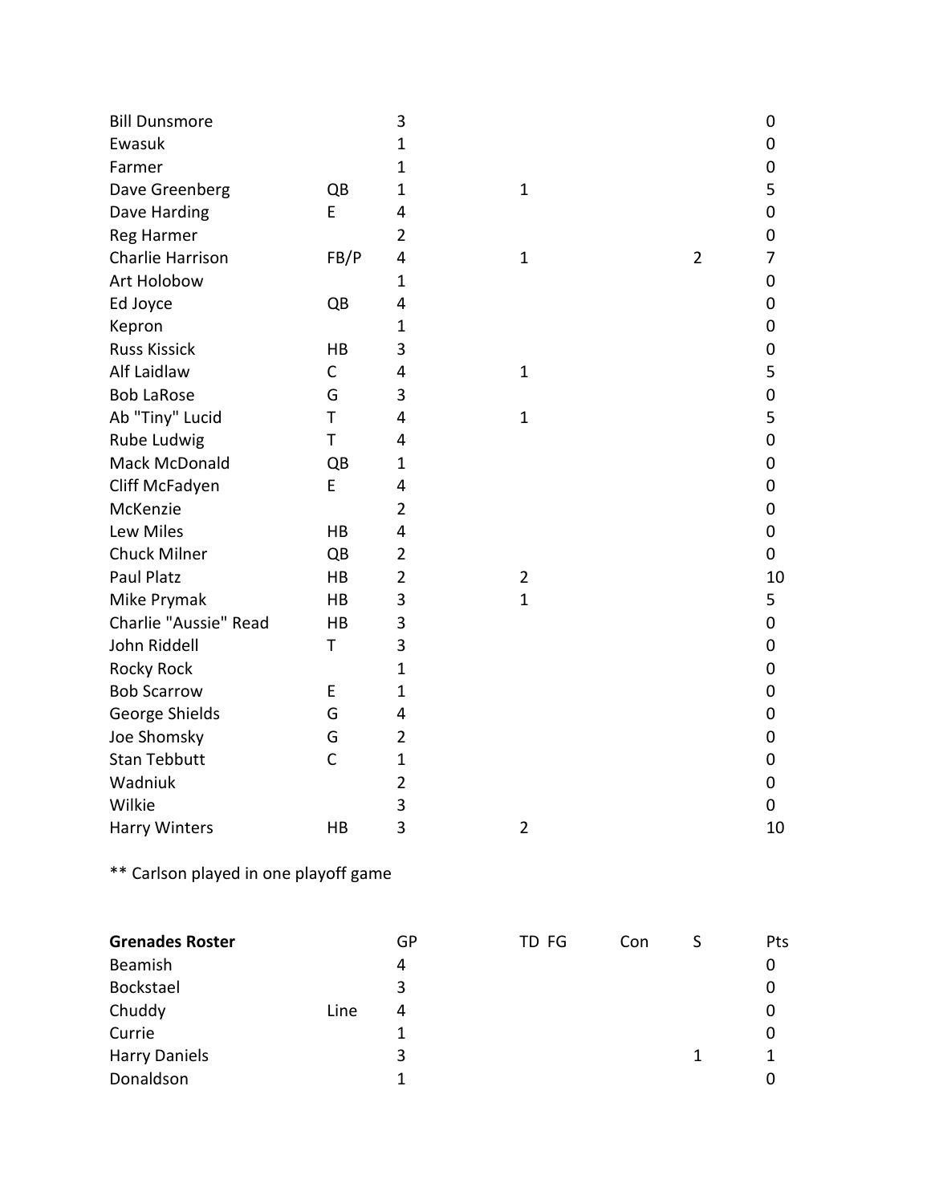| | | GP | TD | FG | Con | S | Pts |
|---|---|---|---|---|---|---|---|
| Bill Dunsmore | | 3 | | | | | 0 |
| Ewasuk | | 1 | | | | | 0 |
| Farmer | | 1 | | | | | 0 |
| Dave Greenberg | QB | 1 | 1 | | | | 5 |
| Dave Harding | E | 4 | | | | | 0 |
| Reg Harmer | | 2 | | | | | 0 |
| Charlie Harrison | FB/P | 4 | 1 | | | 2 | 7 |
| Art Holobow | | 1 | | | | | 0 |
| Ed Joyce | QB | 4 | | | | | 0 |
| Kepron | | 1 | | | | | 0 |
| Russ Kissick | HB | 3 | | | | | 0 |
| Alf Laidlaw | C | 4 | 1 | | | | 5 |
| Bob LaRose | G | 3 | | | | | 0 |
| Ab "Tiny" Lucid | T | 4 | 1 | | | | 5 |
| Rube Ludwig | T | 4 | | | | | 0 |
| Mack McDonald | QB | 1 | | | | | 0 |
| Cliff McFadyen | E | 4 | | | | | 0 |
| McKenzie | | 2 | | | | | 0 |
| Lew Miles | HB | 4 | | | | | 0 |
| Chuck Milner | QB | 2 | | | | | 0 |
| Paul Platz | HB | 2 | 2 | | | | 10 |
| Mike Prymak | HB | 3 | 1 | | | | 5 |
| Charlie "Aussie" Read | HB | 3 | | | | | 0 |
| John Riddell | T | 3 | | | | | 0 |
| Rocky Rock | | 1 | | | | | 0 |
| Bob Scarrow | E | 1 | | | | | 0 |
| George Shields | G | 4 | | | | | 0 |
| Joe Shomsky | G | 2 | | | | | 0 |
| Stan Tebbutt | C | 1 | | | | | 0 |
| Wadniuk | | 2 | | | | | 0 |
| Wilkie | | 3 | | | | | 0 |
| Harry Winters | HB | 3 | 2 | | | | 10 |

** Carlson played in one playoff game

| **Grenades Roster** | | GP | TD | FG | Con | S | Pts |
|---|---|---|---|---|---|---|---|
| Beamish | | 4 | | | | | 0 |
| Bockstael | | 3 | | | | | 0 |
| Chuddy | Line | 4 | | | | | 0 |
| Currie | | 1 | | | | | 0 |
| Harry Daniels | | 3 | | | | 1 | 1 |
| Donaldson | | 1 | | | | | 0 |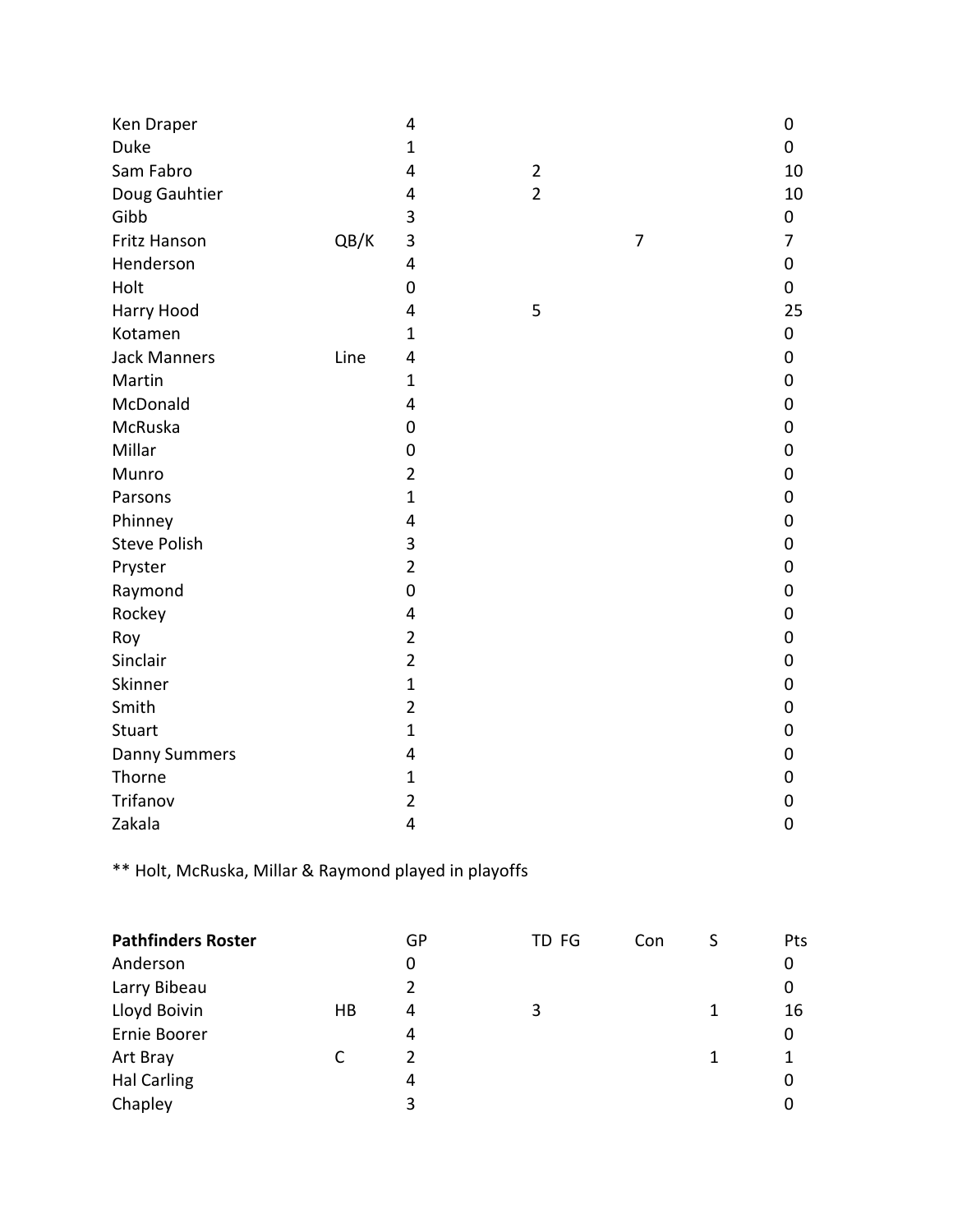| | | | | | | |
|---|---|---|---|---|---|---|
| Ken Draper | | 4 | | | | 0 |
| Duke | | 1 | | | | 0 |
| Sam Fabro | | 4 | 2 | | | 10 |
| Doug Gauhtier | | 4 | 2 | | | 10 |
| Gibb | | 3 | | | | 0 |
| Fritz Hanson | QB/K | 3 | | 7 | | 7 |
| Henderson | | 4 | | | | 0 |
| Holt | | 0 | | | | 0 |
| Harry Hood | | 4 | 5 | | | 25 |
| Kotamen | | 1 | | | | 0 |
| Jack Manners | Line | 4 | | | | 0 |
| Martin | | 1 | | | | 0 |
| McDonald | | 4 | | | | 0 |
| McRuska | | 0 | | | | 0 |
| Millar | | 0 | | | | 0 |
| Munro | | 2 | | | | 0 |
| Parsons | | 1 | | | | 0 |
| Phinney | | 4 | | | | 0 |
| Steve Polish | | 3 | | | | 0 |
| Pryster | | 2 | | | | 0 |
| Raymond | | 0 | | | | 0 |
| Rockey | | 4 | | | | 0 |
| Roy | | 2 | | | | 0 |
| Sinclair | | 2 | | | | 0 |
| Skinner | | 1 | | | | 0 |
| Smith | | 2 | | | | 0 |
| Stuart | | 1 | | | | 0 |
| Danny Summers | | 4 | | | | 0 |
| Thorne | | 1 | | | | 0 |
| Trifanov | | 2 | | | | 0 |
| Zakala | | 4 | | | | 0 |

** Holt, McRuska, Millar & Raymond played in playoffs

| **Pathfinders Roster** | | GP | TD FG | Con | S | Pts |
|---|---|---|---|---|---|---|
| Anderson | | 0 | | | | 0 |
| Larry Bibeau | | 2 | | | | 0 |
| Lloyd Boivin | HB | 4 | 3 | | 1 | 16 |
| Ernie Boorer | | 4 | | | | 0 |
| Art Bray | C | 2 | | | 1 | 1 |
| Hal Carling | | 4 | | | | 0 |
| Chapley | | 3 | | | | 0 |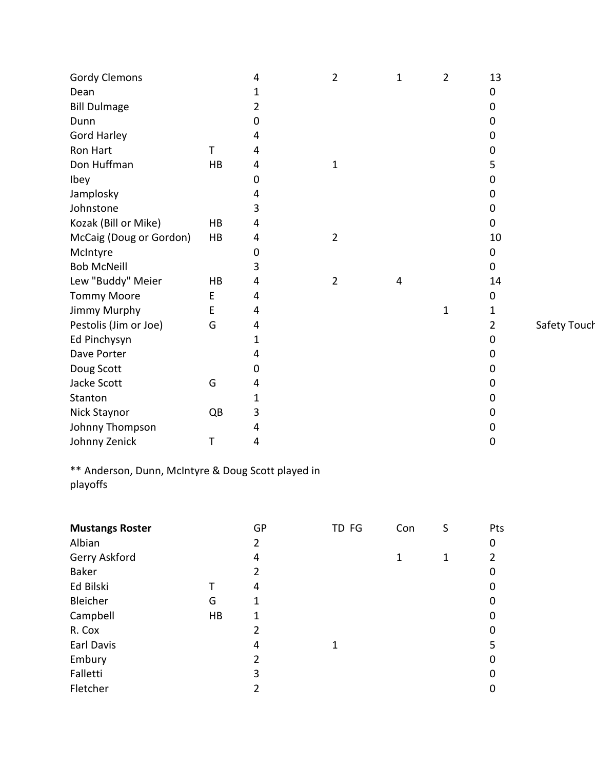| | | | | | | | |
|---|---|---|---|---|---|---|---|
| Gordy Clemons | | 4 | 2 | 1 | 2 | 13 | |
| Dean | | 1 | | | | 0 | |
| Bill Dulmage | | 2 | | | | 0 | |
| Dunn | | 0 | | | | 0 | |
| Gord Harley | | 4 | | | | 0 | |
| Ron Hart | T | 4 | | | | 0 | |
| Don Huffman | HB | 4 | 1 | | | 5 | |
| Ibey | | 0 | | | | 0 | |
| Jamplosky | | 4 | | | | 0 | |
| Johnstone | | 3 | | | | 0 | |
| Kozak (Bill or Mike) | HB | 4 | | | | 0 | |
| McCaig (Doug or Gordon) | HB | 4 | 2 | | | 10 | |
| McIntyre | | 0 | | | | 0 | |
| Bob McNeill | | 3 | | | | 0 | |
| Lew "Buddy" Meier | HB | 4 | 2 | 4 | | 14 | |
| Tommy Moore | E | 4 | | | | 0 | |
| Jimmy Murphy | E | 4 | | | 1 | 1 | |
| Pestolis (Jim or Joe) | G | 4 | | | | 2 | Safety Touch |
| Ed Pinchysyn | | 1 | | | | 0 | |
| Dave Porter | | 4 | | | | 0 | |
| Doug Scott | | 0 | | | | 0 | |
| Jacke Scott | G | 4 | | | | 0 | |
| Stanton | | 1 | | | | 0 | |
| Nick Staynor | QB | 3 | | | | 0 | |
| Johnny Thompson | | 4 | | | | 0 | |
| Johnny Zenick | T | 4 | | | | 0 | |

** Anderson, Dunn, McIntyre & Doug Scott played in playoffs

| **Mustangs Roster** | | GP | TD FG | Con | S | Pts |
|---|---|---|---|---|---|---|
| Albian | | 2 | | | | 0 |
| Gerry Askford | | 4 | | 1 | 1 | 2 |
| Baker | | 2 | | | | 0 |
| Ed Bilski | T | 4 | | | | 0 |
| Bleicher | G | 1 | | | | 0 |
| Campbell | HB | 1 | | | | 0 |
| R. Cox | | 2 | | | | 0 |
| Earl Davis | | 4 | 1 | | | 5 |
| Embury | | 2 | | | | 0 |
| Falletti | | 3 | | | | 0 |
| Fletcher | | 2 | | | | 0 |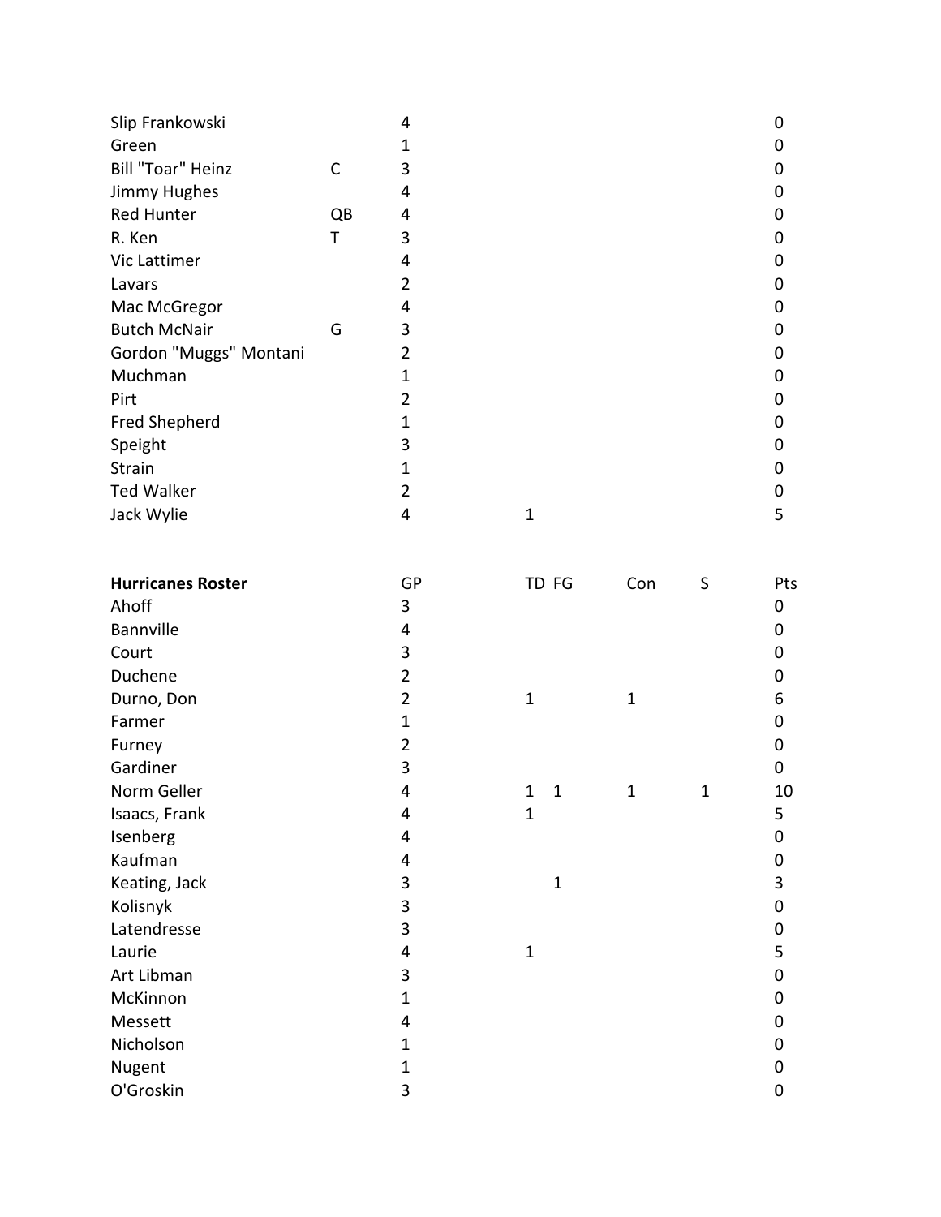| | | | | | | | |
|---|---|---|---|---|---|---|---|
| Slip Frankowski | | 4 | | | | | 0 |
| Green | | 1 | | | | | 0 |
| Bill "Toar" Heinz | C | 3 | | | | | 0 |
| Jimmy Hughes | | 4 | | | | | 0 |
| Red Hunter | QB | 4 | | | | | 0 |
| R. Ken | T | 3 | | | | | 0 |
| Vic Lattimer | | 4 | | | | | 0 |
| Lavars | | 2 | | | | | 0 |
| Mac McGregor | | 4 | | | | | 0 |
| Butch McNair | G | 3 | | | | | 0 |
| Gordon "Muggs" Montani | | 2 | | | | | 0 |
| Muchman | | 1 | | | | | 0 |
| Pirt | | 2 | | | | | 0 |
| Fred Shepherd | | 1 | | | | | 0 |
| Speight | | 3 | | | | | 0 |
| Strain | | 1 | | | | | 0 |
| Ted Walker | | 2 | | | | | 0 |
| Jack Wylie | | 4 | 1 | | | | 5 |

| **Hurricanes Roster** | GP | TD | FG | Con | S | Pts |
|---|---|---|---|---|---|---|
| Ahoff | 3 | | | | | 0 |
| Bannville | 4 | | | | | 0 |
| Court | 3 | | | | | 0 |
| Duchene | 2 | | | | | 0 |
| Durno, Don | 2 | 1 | | 1 | | 6 |
| Farmer | 1 | | | | | 0 |
| Furney | 2 | | | | | 0 |
| Gardiner | 3 | | | | | 0 |
| Norm Geller | 4 | 1 | 1 | 1 | 1 | 10 |
| Isaacs, Frank | 4 | 1 | | | | 5 |
| Isenberg | 4 | | | | | 0 |
| Kaufman | 4 | | | | | 0 |
| Keating, Jack | 3 | | 1 | | | 3 |
| Kolisnyk | 3 | | | | | 0 |
| Latendresse | 3 | | | | | 0 |
| Laurie | 4 | 1 | | | | 5 |
| Art Libman | 3 | | | | | 0 |
| McKinnon | 1 | | | | | 0 |
| Messett | 4 | | | | | 0 |
| Nicholson | 1 | | | | | 0 |
| Nugent | 1 | | | | | 0 |
| O'Groskin | 3 | | | | | 0 |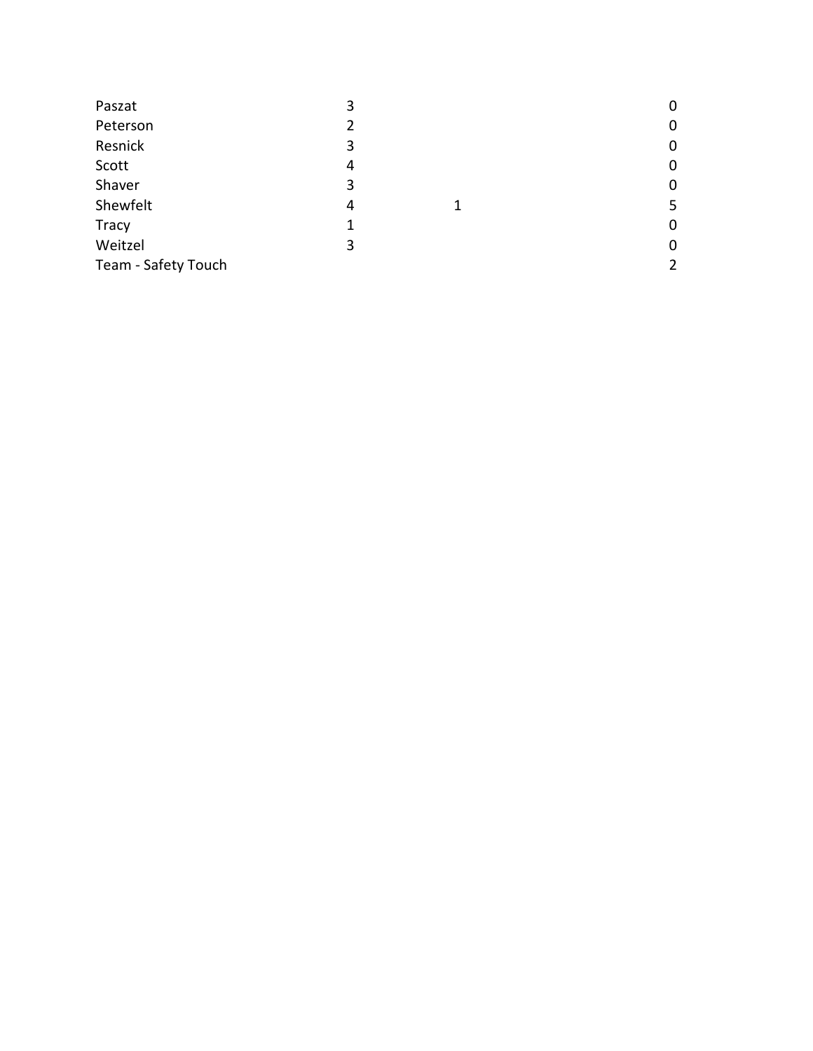| | | | |
|---|---|---|---|
| Paszat | 3 | | 0 |
| Peterson | 2 | | 0 |
| Resnick | 3 | | 0 |
| Scott | 4 | | 0 |
| Shaver | 3 | | 0 |
| Shewfelt | 4 | 1 | 5 |
| Tracy | 1 | | 0 |
| Weitzel | 3 | | 0 |
| Team - Safety Touch | | | 2 |